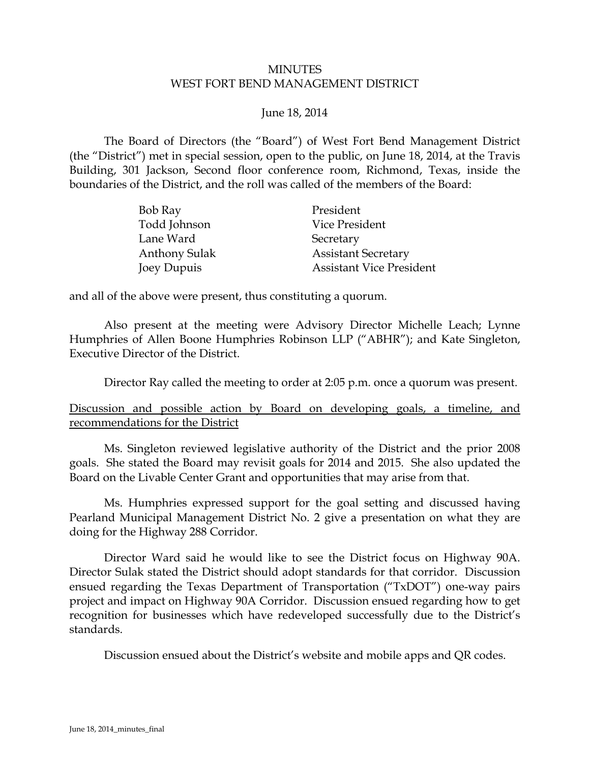# MINUTES
## WEST FORT BEND MANAGEMENT DISTRICT

June 18, 2014

The Board of Directors (the "Board") of West Fort Bend Management District (the "District") met in special session, open to the public, on June 18, 2014, at the Travis Building, 301 Jackson, Second floor conference room, Richmond, Texas, inside the boundaries of the District, and the roll was called of the members of the Board:

| | |
|---|---|
| Bob Ray | President |
| Todd Johnson | Vice President |
| Lane Ward | Secretary |
| Anthony Sulak | Assistant Secretary |
| Joey Dupuis | Assistant Vice President |

and all of the above were present, thus constituting a quorum.

Also present at the meeting were Advisory Director Michelle Leach; Lynne Humphries of Allen Boone Humphries Robinson LLP ("ABHR"); and Kate Singleton, Executive Director of the District.

Director Ray called the meeting to order at 2:05 p.m. once a quorum was present.

Discussion and possible action by Board on developing goals, a timeline, and recommendations for the District

Ms. Singleton reviewed legislative authority of the District and the prior 2008 goals. She stated the Board may revisit goals for 2014 and 2015. She also updated the Board on the Livable Center Grant and opportunities that may arise from that.

Ms. Humphries expressed support for the goal setting and discussed having Pearland Municipal Management District No. 2 give a presentation on what they are doing for the Highway 288 Corridor.

Director Ward said he would like to see the District focus on Highway 90A. Director Sulak stated the District should adopt standards for that corridor. Discussion ensued regarding the Texas Department of Transportation ("TxDOT") one-way pairs project and impact on Highway 90A Corridor. Discussion ensued regarding how to get recognition for businesses which have redeveloped successfully due to the District's standards.

Discussion ensued about the District's website and mobile apps and QR codes.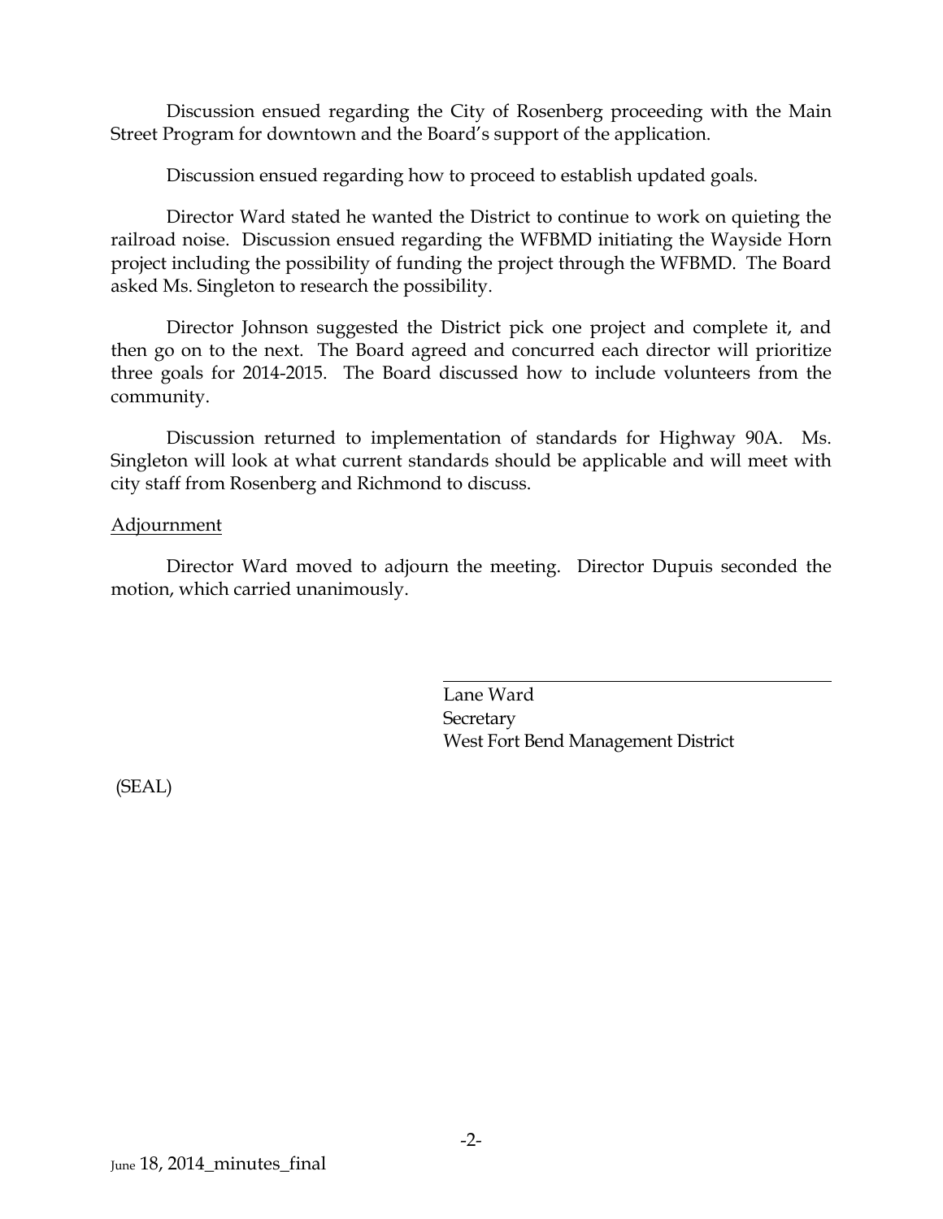Discussion ensued regarding the City of Rosenberg proceeding with the Main Street Program for downtown and the Board's support of the application.

Discussion ensued regarding how to proceed to establish updated goals.

Director Ward stated he wanted the District to continue to work on quieting the railroad noise. Discussion ensued regarding the WFBMD initiating the Wayside Horn project including the possibility of funding the project through the WFBMD. The Board asked Ms. Singleton to research the possibility.

Director Johnson suggested the District pick one project and complete it, and then go on to the next. The Board agreed and concurred each director will prioritize three goals for 2014-2015. The Board discussed how to include volunteers from the community.

Discussion returned to implementation of standards for Highway 90A. Ms. Singleton will look at what current standards should be applicable and will meet with city staff from Rosenberg and Richmond to discuss.

<u>Adjournment</u>

Director Ward moved to adjourn the meeting. Director Dupuis seconded the motion, which carried unanimously.

Lane Ward
Secretary
West Fort Bend Management District

(SEAL)

June 18, 2014_minutes_final